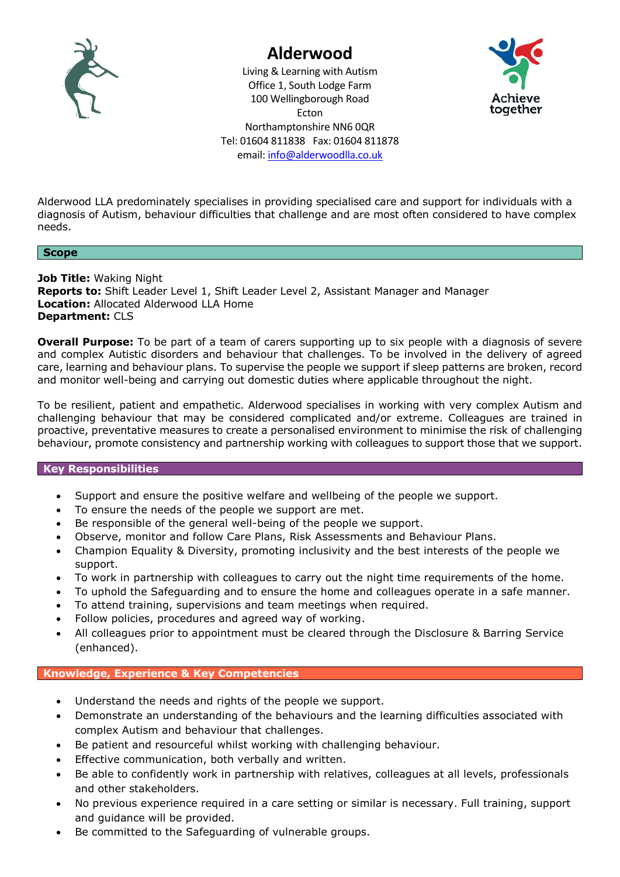# Alderwood

Living & Learning with Autism
Office 1, South Lodge Farm
100 Wellingborough Road
Ecton
Northamptonshire NN6 0QR
Tel: 01604 811838 Fax: 01604 811878
email: info@alderwoodlla.co.uk

Achieve together

Alderwood LLA predominately specialises in providing specialised care and support for individuals with a diagnosis of Autism, behaviour difficulties that challenge and are most often considered to have complex needs.

## Scope

**Job Title:** Waking Night
**Reports to:** Shift Leader Level 1, Shift Leader Level 2, Assistant Manager and Manager
**Location:** Allocated Alderwood LLA Home
**Department:** CLS

**Overall Purpose:** To be part of a team of carers supporting up to six people with a diagnosis of severe and complex Autistic disorders and behaviour that challenges. To be involved in the delivery of agreed care, learning and behaviour plans. To supervise the people we support if sleep patterns are broken, record and monitor well-being and carrying out domestic duties where applicable throughout the night.

To be resilient, patient and empathetic. Alderwood specialises in working with very complex Autism and challenging behaviour that may be considered complicated and/or extreme. Colleagues are trained in proactive, preventative measures to create a personalised environment to minimise the risk of challenging behaviour, promote consistency and partnership working with colleagues to support those that we support.

## Key Responsibilities

- Support and ensure the positive welfare and wellbeing of the people we support.
- To ensure the needs of the people we support are met.
- Be responsible of the general well-being of the people we support.
- Observe, monitor and follow Care Plans, Risk Assessments and Behaviour Plans.
- Champion Equality & Diversity, promoting inclusivity and the best interests of the people we support.
- To work in partnership with colleagues to carry out the night time requirements of the home.
- To uphold the Safeguarding and to ensure the home and colleagues operate in a safe manner.
- To attend training, supervisions and team meetings when required.
- Follow policies, procedures and agreed way of working.
- All colleagues prior to appointment must be cleared through the Disclosure & Barring Service (enhanced).

## Knowledge, Experience & Key Competencies

- Understand the needs and rights of the people we support.
- Demonstrate an understanding of the behaviours and the learning difficulties associated with complex Autism and behaviour that challenges.
- Be patient and resourceful whilst working with challenging behaviour.
- Effective communication, both verbally and written.
- Be able to confidently work in partnership with relatives, colleagues at all levels, professionals and other stakeholders.
- No previous experience required in a care setting or similar is necessary. Full training, support and guidance will be provided.
- Be committed to the Safeguarding of vulnerable groups.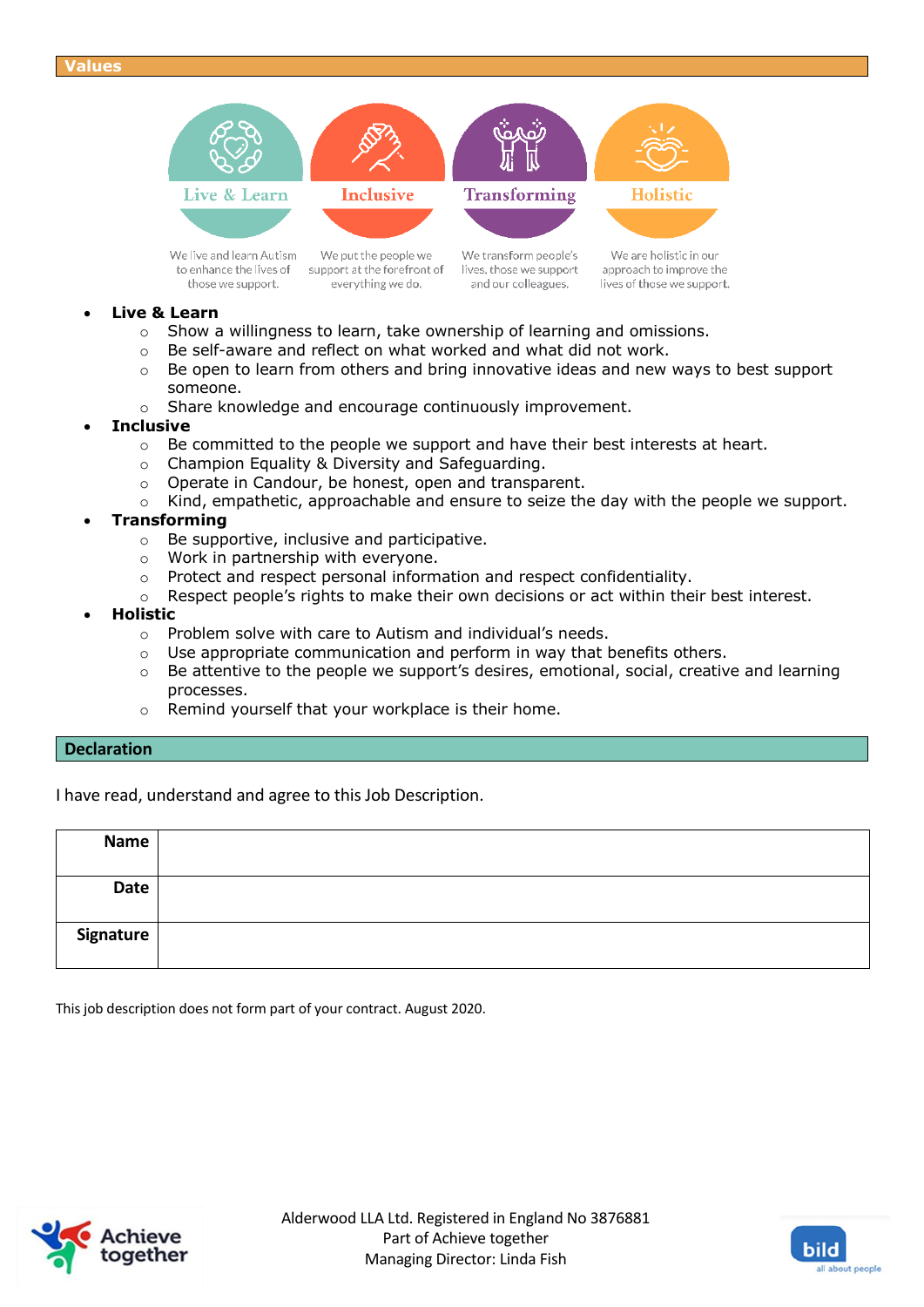## Values

**Live & Learn**
We live and learn Autism to enhance the lives of those we support.

**Inclusive**
We put the people we support at the forefront of everything we do.

**Transforming**
We transform people's lives, those we support and our colleagues.

**Holistic**
We are holistic in our approach to improve the lives of those we support.

- **Live & Learn**
  - Show a willingness to learn, take ownership of learning and omissions.
  - Be self-aware and reflect on what worked and what did not work.
  - Be open to learn from others and bring innovative ideas and new ways to best support someone.
  - Share knowledge and encourage continuously improvement.
- **Inclusive**
  - Be committed to the people we support and have their best interests at heart.
  - Champion Equality & Diversity and Safeguarding.
  - Operate in Candour, be honest, open and transparent.
  - Kind, empathetic, approachable and ensure to seize the day with the people we support.
- **Transforming**
  - Be supportive, inclusive and participative.
  - Work in partnership with everyone.
  - Protect and respect personal information and respect confidentiality.
  - Respect people's rights to make their own decisions or act within their best interest.
- **Holistic**
  - Problem solve with care to Autism and individual's needs.
  - Use appropriate communication and perform in way that benefits others.
  - Be attentive to the people we support's desires, emotional, social, creative and learning processes.
  - Remind yourself that your workplace is their home.

## Declaration

I have read, understand and agree to this Job Description.

| | |
|---|---|
| **Name** | |
| **Date** | |
| **Signature** | |

This job description does not form part of your contract. August 2020.

Alderwood LLA Ltd. Registered in England No 3876881
Part of Achieve together
Managing Director: Linda Fish